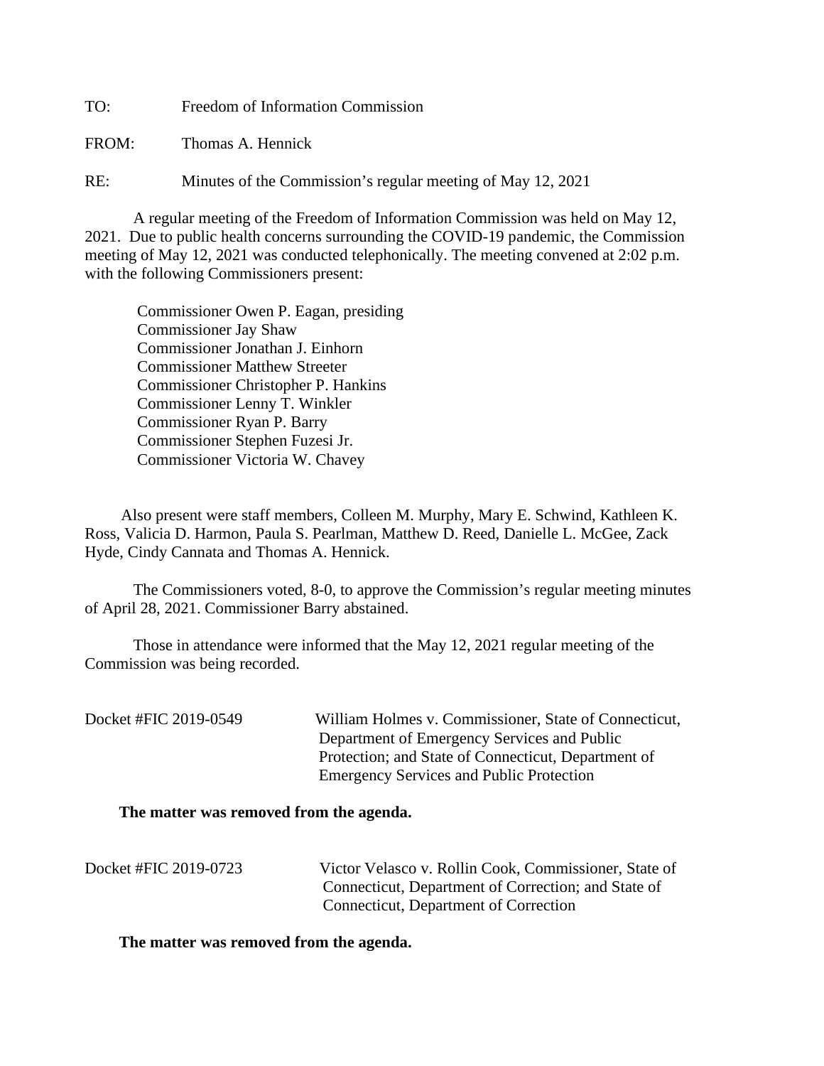TO: Freedom of Information Commission

FROM: Thomas A. Hennick

RE: Minutes of the Commission's regular meeting of May 12, 2021

A regular meeting of the Freedom of Information Commission was held on May 12, 2021. Due to public health concerns surrounding the COVID-19 pandemic, the Commission meeting of May 12, 2021 was conducted telephonically. The meeting convened at 2:02 p.m. with the following Commissioners present:

Commissioner Owen P. Eagan, presiding
Commissioner Jay Shaw
Commissioner Jonathan J. Einhorn
Commissioner Matthew Streeter
Commissioner Christopher P. Hankins
Commissioner Lenny T. Winkler
Commissioner Ryan P. Barry
Commissioner Stephen Fuzesi Jr.
Commissioner Victoria W. Chavey

Also present were staff members, Colleen M. Murphy, Mary E. Schwind, Kathleen K. Ross, Valicia D. Harmon, Paula S. Pearlman, Matthew D. Reed, Danielle L. McGee, Zack Hyde, Cindy Cannata and Thomas A. Hennick.

The Commissioners voted, 8-0, to approve the Commission's regular meeting minutes of April 28, 2021. Commissioner Barry abstained.

Those in attendance were informed that the May 12, 2021 regular meeting of the Commission was being recorded.

Docket #FIC 2019-0549 William Holmes v. Commissioner, State of Connecticut, Department of Emergency Services and Public Protection; and State of Connecticut, Department of Emergency Services and Public Protection

**The matter was removed from the agenda.**

Docket #FIC 2019-0723 Victor Velasco v. Rollin Cook, Commissioner, State of Connecticut, Department of Correction; and State of Connecticut, Department of Correction

**The matter was removed from the agenda.**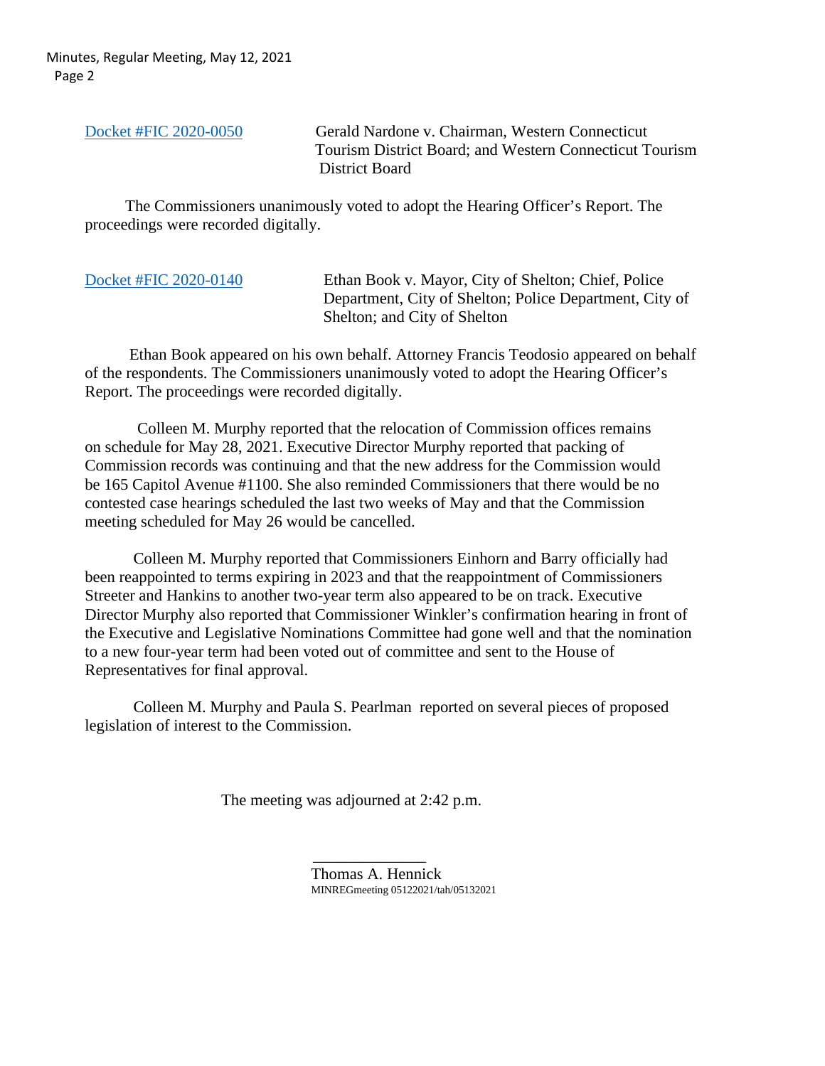Docket #FIC 2020-0050 Gerald Nardone v. Chairman, Western Connecticut Tourism District Board; and Western Connecticut Tourism District Board

The Commissioners unanimously voted to adopt the Hearing Officer's Report. The proceedings were recorded digitally.

Docket #FIC 2020-0140 Ethan Book v. Mayor, City of Shelton; Chief, Police Department, City of Shelton; Police Department, City of Shelton; and City of Shelton

Ethan Book appeared on his own behalf. Attorney Francis Teodosio appeared on behalf of the respondents. The Commissioners unanimously voted to adopt the Hearing Officer's Report. The proceedings were recorded digitally.

Colleen M. Murphy reported that the relocation of Commission offices remains on schedule for May 28, 2021. Executive Director Murphy reported that packing of Commission records was continuing and that the new address for the Commission would be 165 Capitol Avenue #1100. She also reminded Commissioners that there would be no contested case hearings scheduled the last two weeks of May and that the Commission meeting scheduled for May 26 would be cancelled.

Colleen M. Murphy reported that Commissioners Einhorn and Barry officially had been reappointed to terms expiring in 2023 and that the reappointment of Commissioners Streeter and Hankins to another two-year term also appeared to be on track. Executive Director Murphy also reported that Commissioner Winkler's confirmation hearing in front of the Executive and Legislative Nominations Committee had gone well and that the nomination to a new four-year term had been voted out of committee and sent to the House of Representatives for final approval.

Colleen M. Murphy and Paula S. Pearlman reported on several pieces of proposed legislation of interest to the Commission.

The meeting was adjourned at 2:42 p.m.

______________
Thomas A. Hennick
MINREGmeeting 05122021/tah/05132021